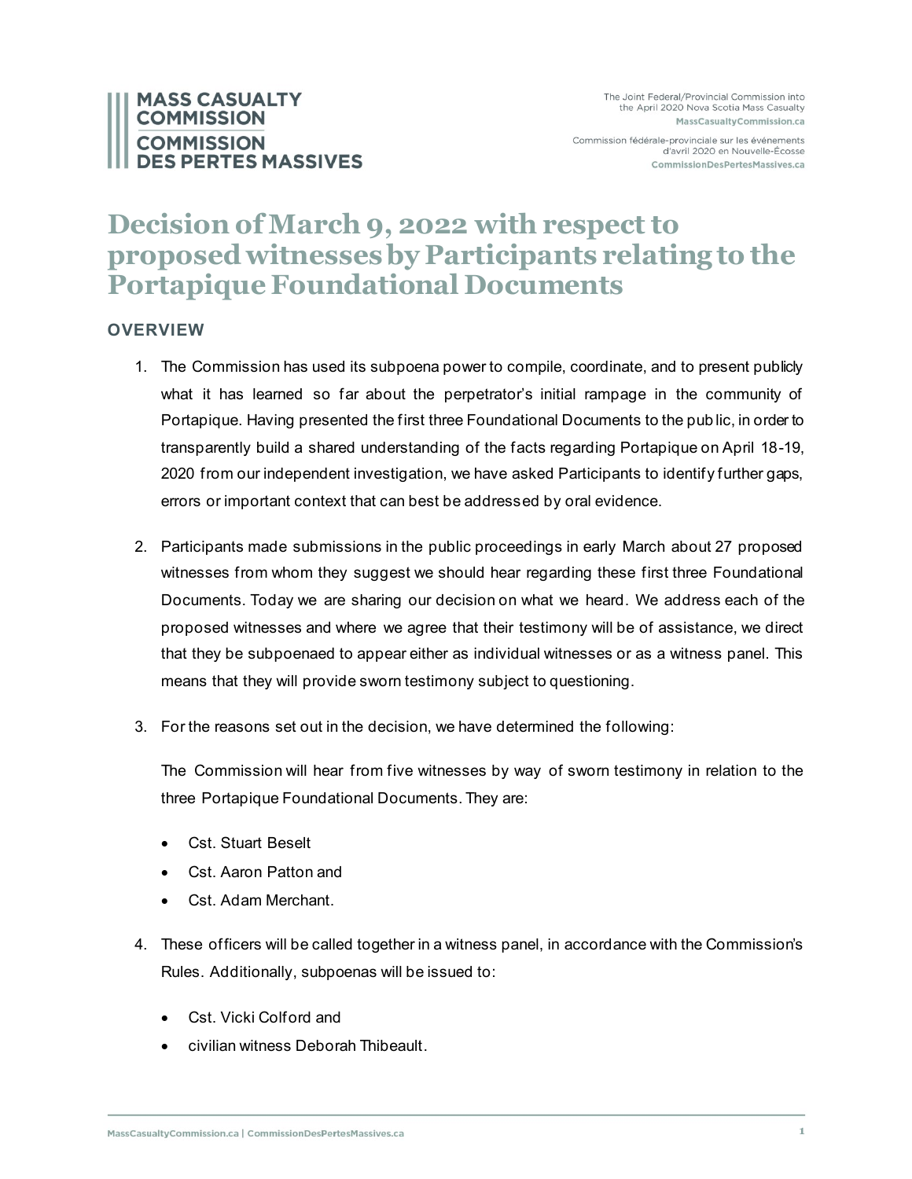MASS CASUALTY COMMISSION
COMMISSION DES PERTES MASSIVES

The Joint Federal/Provincial Commission into the April 2020 Nova Scotia Mass Casualty
MassCasualtyCommission.ca

Commission fédérale-provinciale sur les événements d'avril 2020 en Nouvelle-Écosse
CommissionDesPertesMassives.ca

# Decision of March 9, 2022 with respect to proposed witnesses by Participants relating to the Portapique Foundational Documents

## OVERVIEW

1. The Commission has used its subpoena power to compile, coordinate, and to present publicly what it has learned so far about the perpetrator's initial rampage in the community of Portapique. Having presented the first three Foundational Documents to the public, in order to transparently build a shared understanding of the facts regarding Portapique on April 18-19, 2020 from our independent investigation, we have asked Participants to identify further gaps, errors or important context that can best be addressed by oral evidence.

2. Participants made submissions in the public proceedings in early March about 27 proposed witnesses from whom they suggest we should hear regarding these first three Foundational Documents. Today we are sharing our decision on what we heard. We address each of the proposed witnesses and where we agree that their testimony will be of assistance, we direct that they be subpoenaed to appear either as individual witnesses or as a witness panel. This means that they will provide sworn testimony subject to questioning.

3. For the reasons set out in the decision, we have determined the following:

   The Commission will hear from five witnesses by way of sworn testimony in relation to the three Portapique Foundational Documents. They are:

   - Cst. Stuart Beselt
   - Cst. Aaron Patton and
   - Cst. Adam Merchant.

4. These officers will be called together in a witness panel, in accordance with the Commission's Rules. Additionally, subpoenas will be issued to:

   - Cst. Vicki Colford and
   - civilian witness Deborah Thibeault.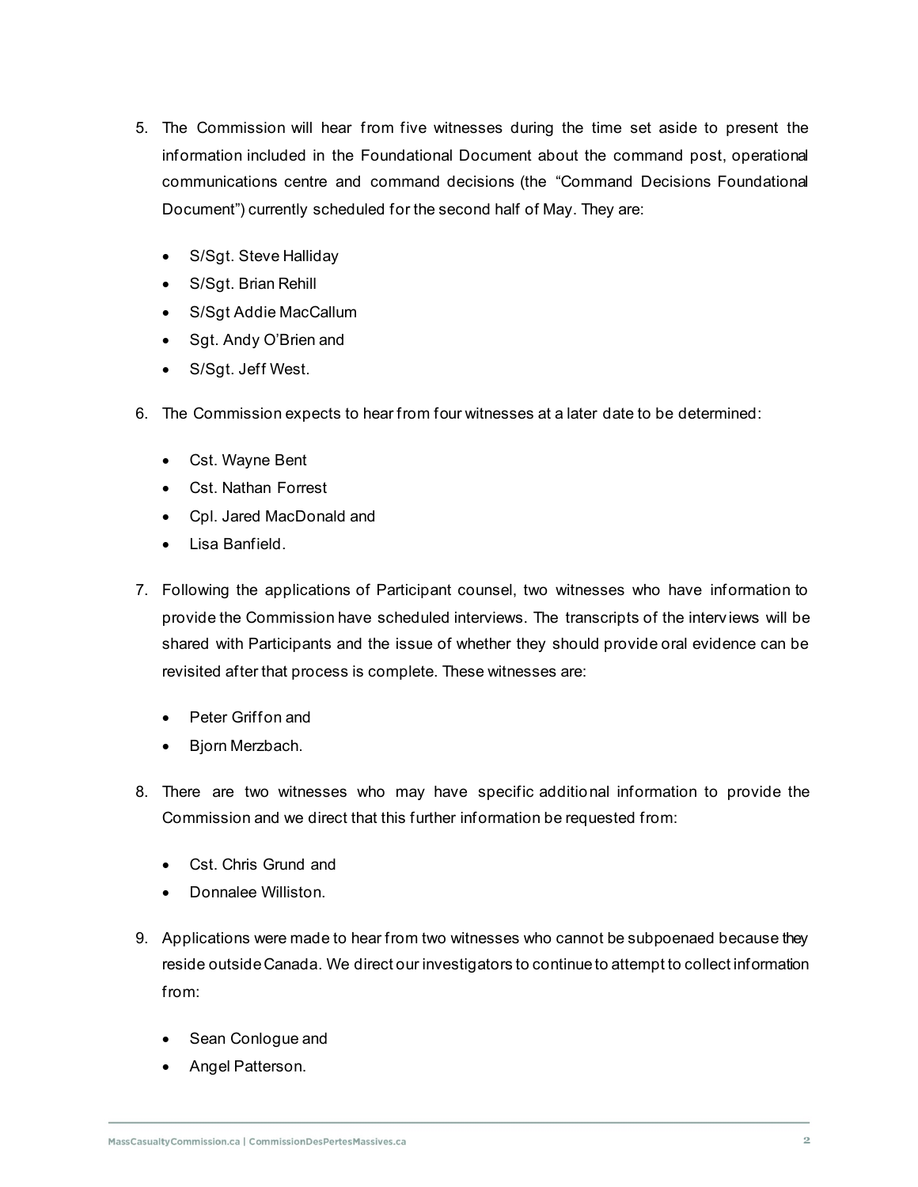5. The Commission will hear from five witnesses during the time set aside to present the information included in the Foundational Document about the command post, operational communications centre and command decisions (the "Command Decisions Foundational Document") currently scheduled for the second half of May. They are:

   - S/Sgt. Steve Halliday
   - S/Sgt. Brian Rehill
   - S/Sgt Addie MacCallum
   - Sgt. Andy O'Brien and
   - S/Sgt. Jeff West.

6. The Commission expects to hear from four witnesses at a later date to be determined:

   - Cst. Wayne Bent
   - Cst. Nathan Forrest
   - Cpl. Jared MacDonald and
   - Lisa Banfield.

7. Following the applications of Participant counsel, two witnesses who have information to provide the Commission have scheduled interviews. The transcripts of the interviews will be shared with Participants and the issue of whether they should provide oral evidence can be revisited after that process is complete. These witnesses are:

   - Peter Griffon and
   - Bjorn Merzbach.

8. There are two witnesses who may have specific additional information to provide the Commission and we direct that this further information be requested from:

   - Cst. Chris Grund and
   - Donnalee Williston.

9. Applications were made to hear from two witnesses who cannot be subpoenaed because they reside outside Canada. We direct our investigators to continue to attempt to collect information from:

   - Sean Conlogue and
   - Angel Patterson.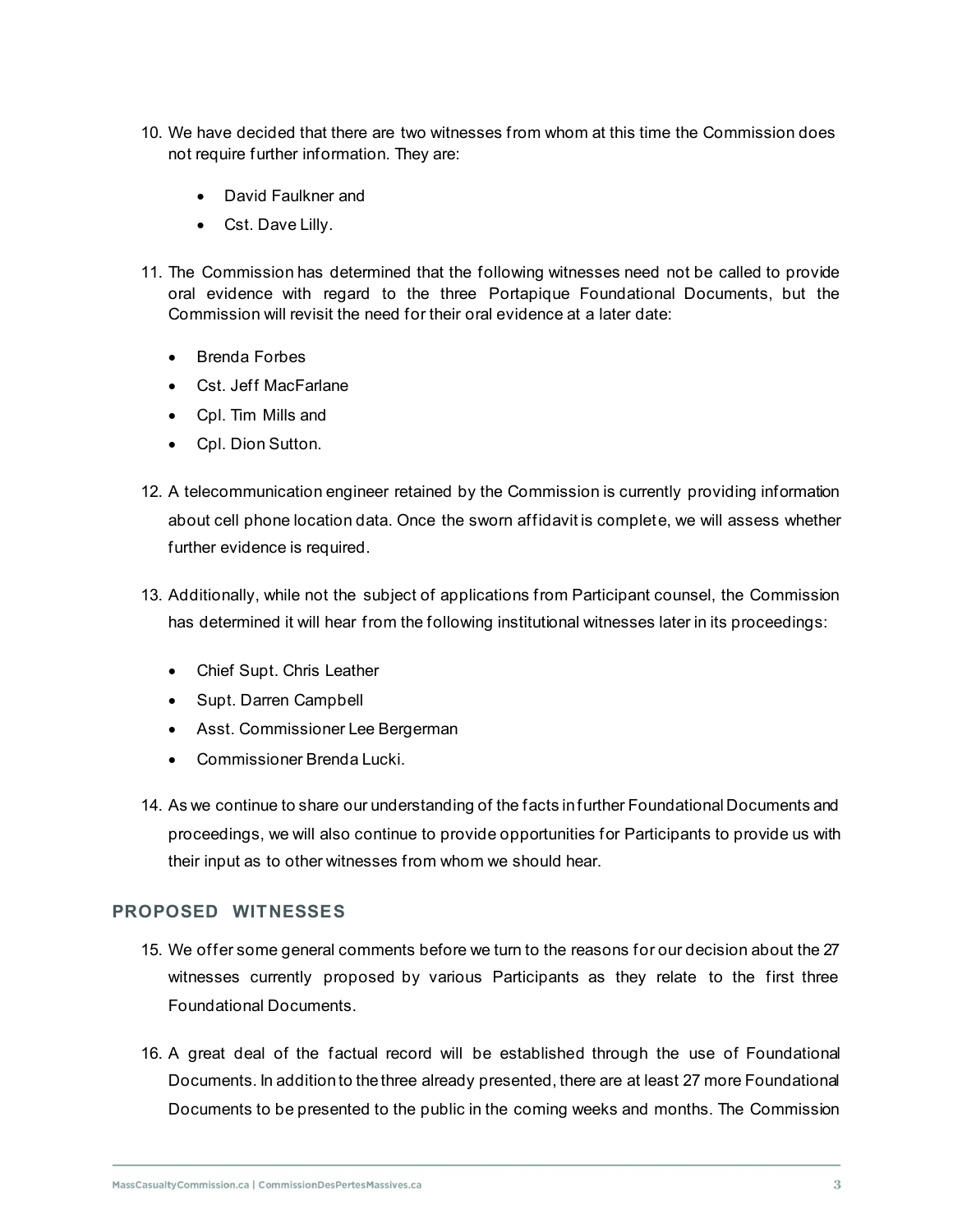10. We have decided that there are two witnesses from whom at this time the Commission does not require further information. They are:

    - David Faulkner and
    - Cst. Dave Lilly.

11. The Commission has determined that the following witnesses need not be called to provide oral evidence with regard to the three Portapique Foundational Documents, but the Commission will revisit the need for their oral evidence at a later date:

    - Brenda Forbes
    - Cst. Jeff MacFarlane
    - Cpl. Tim Mills and
    - Cpl. Dion Sutton.

12. A telecommunication engineer retained by the Commission is currently providing information about cell phone location data. Once the sworn affidavit is complete, we will assess whether further evidence is required.

13. Additionally, while not the subject of applications from Participant counsel, the Commission has determined it will hear from the following institutional witnesses later in its proceedings:

    - Chief Supt. Chris Leather
    - Supt. Darren Campbell
    - Asst. Commissioner Lee Bergerman
    - Commissioner Brenda Lucki.

14. As we continue to share our understanding of the facts in further Foundational Documents and proceedings, we will also continue to provide opportunities for Participants to provide us with their input as to other witnesses from whom we should hear.

## PROPOSED WITNESSES

15. We offer some general comments before we turn to the reasons for our decision about the 27 witnesses currently proposed by various Participants as they relate to the first three Foundational Documents.

16. A great deal of the factual record will be established through the use of Foundational Documents. In addition to the three already presented, there are at least 27 more Foundational Documents to be presented to the public in the coming weeks and months. The Commission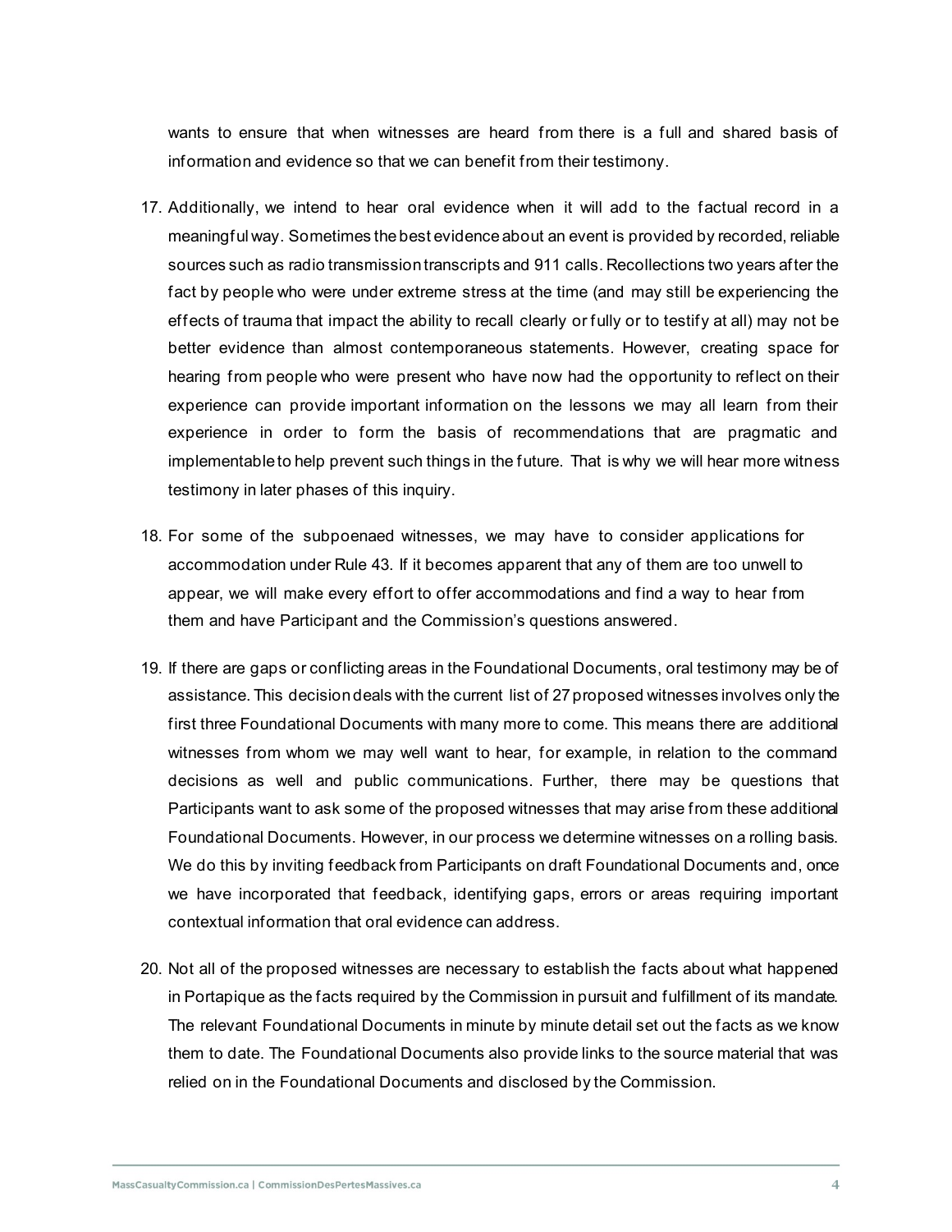wants to ensure that when witnesses are heard from there is a full and shared basis of information and evidence so that we can benefit from their testimony.

17. Additionally, we intend to hear oral evidence when it will add to the factual record in a meaningful way. Sometimes the best evidence about an event is provided by recorded, reliable sources such as radio transmission transcripts and 911 calls. Recollections two years after the fact by people who were under extreme stress at the time (and may still be experiencing the effects of trauma that impact the ability to recall clearly or fully or to testify at all) may not be better evidence than almost contemporaneous statements. However, creating space for hearing from people who were present who have now had the opportunity to reflect on their experience can provide important information on the lessons we may all learn from their experience in order to form the basis of recommendations that are pragmatic and implementable to help prevent such things in the future. That is why we will hear more witness testimony in later phases of this inquiry.

18. For some of the subpoenaed witnesses, we may have to consider applications for accommodation under Rule 43. If it becomes apparent that any of them are too unwell to appear, we will make every effort to offer accommodations and find a way to hear from them and have Participant and the Commission's questions answered.

19. If there are gaps or conflicting areas in the Foundational Documents, oral testimony may be of assistance. This decision deals with the current list of 27 proposed witnesses involves only the first three Foundational Documents with many more to come. This means there are additional witnesses from whom we may well want to hear, for example, in relation to the command decisions as well and public communications. Further, there may be questions that Participants want to ask some of the proposed witnesses that may arise from these additional Foundational Documents. However, in our process we determine witnesses on a rolling basis. We do this by inviting feedback from Participants on draft Foundational Documents and, once we have incorporated that feedback, identifying gaps, errors or areas requiring important contextual information that oral evidence can address.

20. Not all of the proposed witnesses are necessary to establish the facts about what happened in Portapique as the facts required by the Commission in pursuit and fulfillment of its mandate. The relevant Foundational Documents in minute by minute detail set out the facts as we know them to date. The Foundational Documents also provide links to the source material that was relied on in the Foundational Documents and disclosed by the Commission.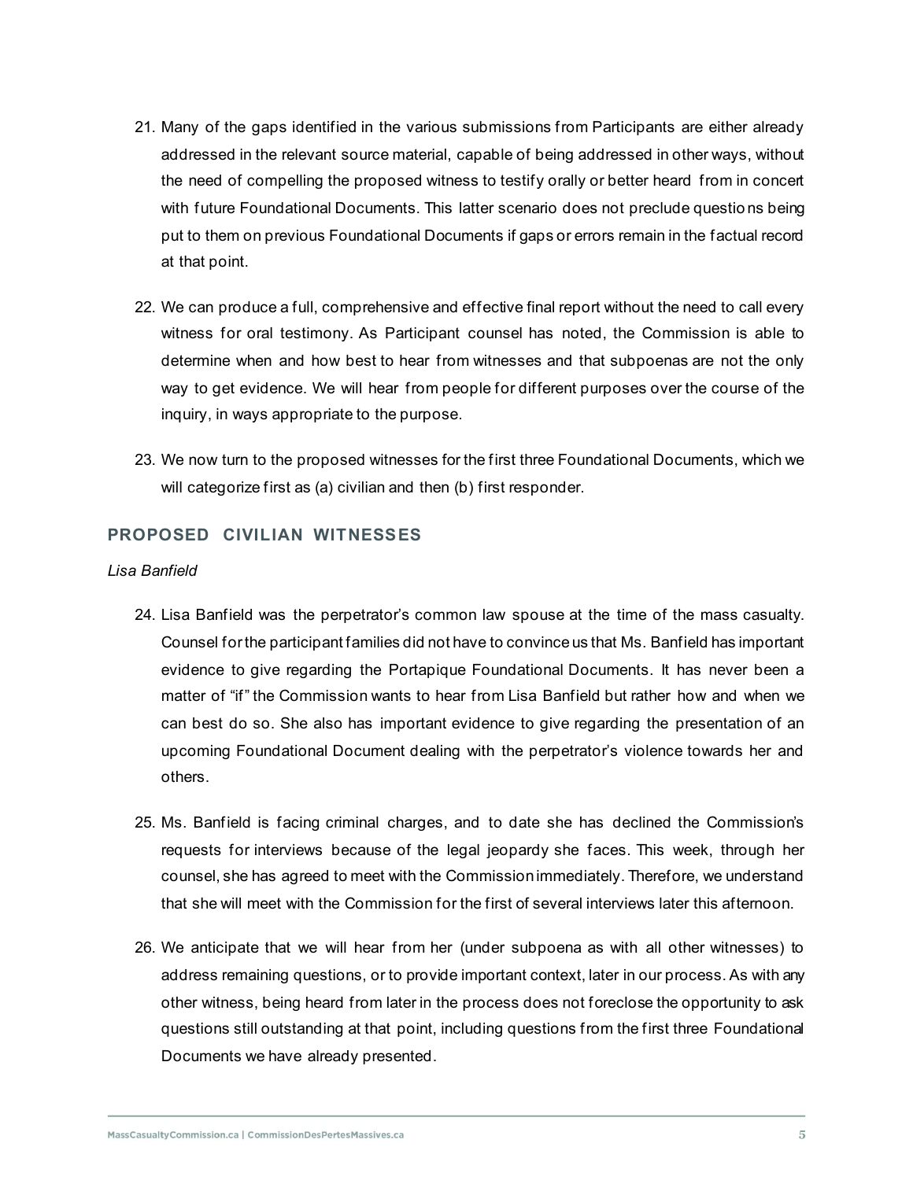21. Many of the gaps identified in the various submissions from Participants are either already addressed in the relevant source material, capable of being addressed in other ways, without the need of compelling the proposed witness to testify orally or better heard from in concert with future Foundational Documents. This latter scenario does not preclude questions being put to them on previous Foundational Documents if gaps or errors remain in the factual record at that point.

22. We can produce a full, comprehensive and effective final report without the need to call every witness for oral testimony. As Participant counsel has noted, the Commission is able to determine when and how best to hear from witnesses and that subpoenas are not the only way to get evidence. We will hear from people for different purposes over the course of the inquiry, in ways appropriate to the purpose.

23. We now turn to the proposed witnesses for the first three Foundational Documents, which we will categorize first as (a) civilian and then (b) first responder.

## PROPOSED CIVILIAN WITNESSES

*Lisa Banfield*

24. Lisa Banfield was the perpetrator's common law spouse at the time of the mass casualty. Counsel for the participant families did not have to convince us that Ms. Banfield has important evidence to give regarding the Portapique Foundational Documents. It has never been a matter of "if" the Commission wants to hear from Lisa Banfield but rather how and when we can best do so. She also has important evidence to give regarding the presentation of an upcoming Foundational Document dealing with the perpetrator's violence towards her and others.

25. Ms. Banfield is facing criminal charges, and to date she has declined the Commission's requests for interviews because of the legal jeopardy she faces. This week, through her counsel, she has agreed to meet with the Commission immediately. Therefore, we understand that she will meet with the Commission for the first of several interviews later this afternoon.

26. We anticipate that we will hear from her (under subpoena as with all other witnesses) to address remaining questions, or to provide important context, later in our process. As with any other witness, being heard from later in the process does not foreclose the opportunity to ask questions still outstanding at that point, including questions from the first three Foundational Documents we have already presented.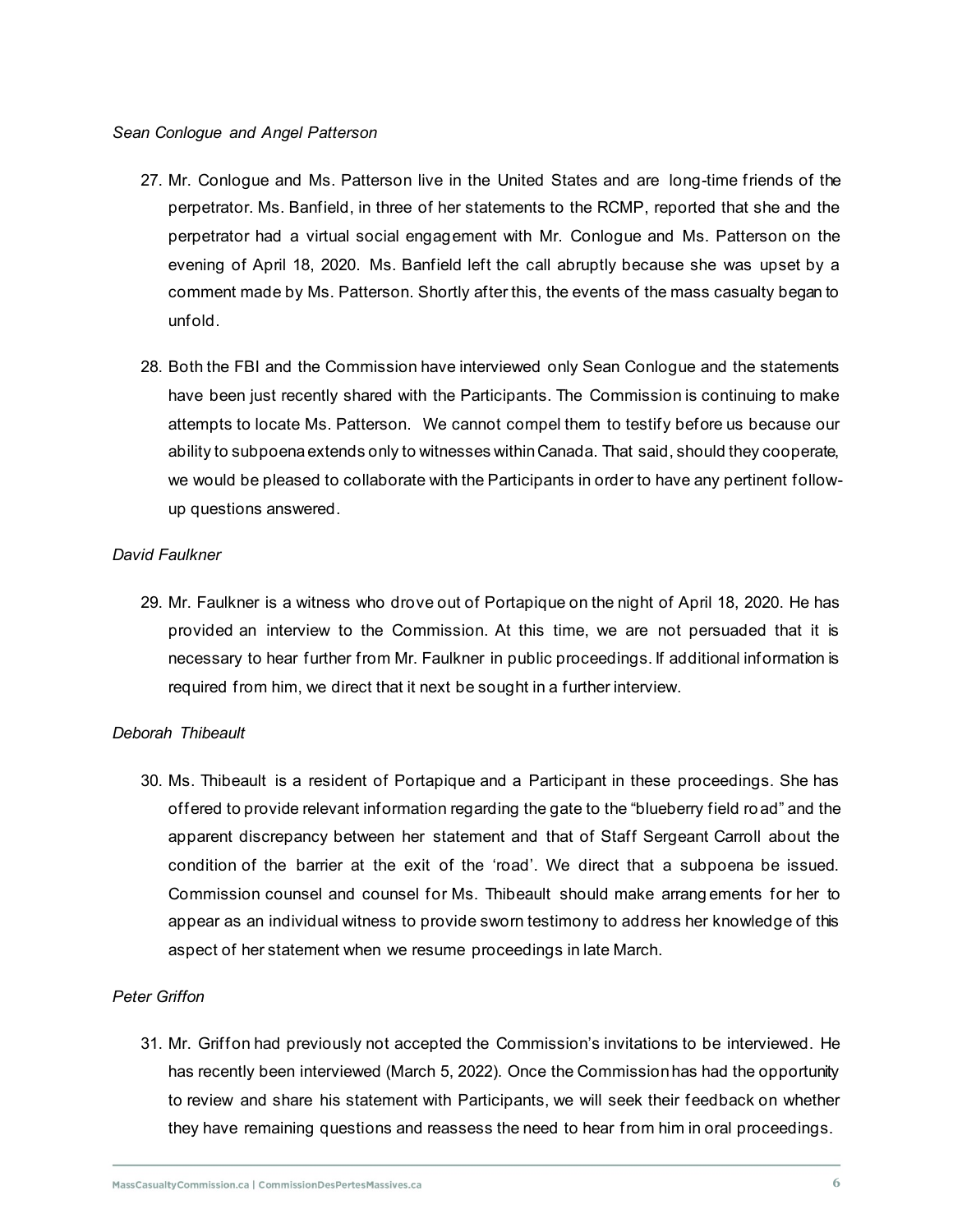*Sean Conlogue and Angel Patterson*

27. Mr. Conlogue and Ms. Patterson live in the United States and are long-time friends of the perpetrator. Ms. Banfield, in three of her statements to the RCMP, reported that she and the perpetrator had a virtual social engagement with Mr. Conlogue and Ms. Patterson on the evening of April 18, 2020. Ms. Banfield left the call abruptly because she was upset by a comment made by Ms. Patterson. Shortly after this, the events of the mass casualty began to unfold.

28. Both the FBI and the Commission have interviewed only Sean Conlogue and the statements have been just recently shared with the Participants. The Commission is continuing to make attempts to locate Ms. Patterson. We cannot compel them to testify before us because our ability to subpoena extends only to witnesses within Canada. That said, should they cooperate, we would be pleased to collaborate with the Participants in order to have any pertinent follow-up questions answered.

*David Faulkner*

29. Mr. Faulkner is a witness who drove out of Portapique on the night of April 18, 2020. He has provided an interview to the Commission. At this time, we are not persuaded that it is necessary to hear further from Mr. Faulkner in public proceedings. If additional information is required from him, we direct that it next be sought in a further interview.

*Deborah Thibeault*

30. Ms. Thibeault is a resident of Portapique and a Participant in these proceedings. She has offered to provide relevant information regarding the gate to the "blueberry field road" and the apparent discrepancy between her statement and that of Staff Sergeant Carroll about the condition of the barrier at the exit of the 'road'. We direct that a subpoena be issued. Commission counsel and counsel for Ms. Thibeault should make arrangements for her to appear as an individual witness to provide sworn testimony to address her knowledge of this aspect of her statement when we resume proceedings in late March.

*Peter Griffon*

31. Mr. Griffon had previously not accepted the Commission's invitations to be interviewed. He has recently been interviewed (March 5, 2022). Once the Commission has had the opportunity to review and share his statement with Participants, we will seek their feedback on whether they have remaining questions and reassess the need to hear from him in oral proceedings.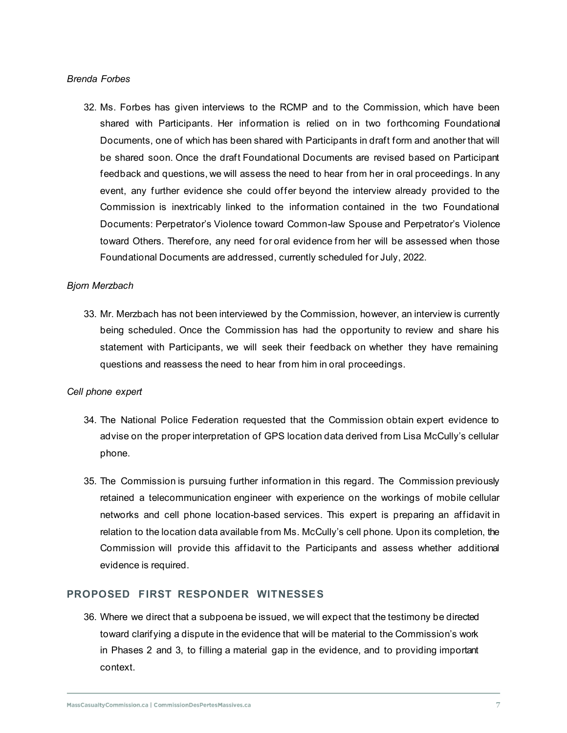*Brenda Forbes*

32. Ms. Forbes has given interviews to the RCMP and to the Commission, which have been shared with Participants. Her information is relied on in two forthcoming Foundational Documents, one of which has been shared with Participants in draft form and another that will be shared soon. Once the draft Foundational Documents are revised based on Participant feedback and questions, we will assess the need to hear from her in oral proceedings. In any event, any further evidence she could offer beyond the interview already provided to the Commission is inextricably linked to the information contained in the two Foundational Documents: Perpetrator's Violence toward Common-law Spouse and Perpetrator's Violence toward Others. Therefore, any need for oral evidence from her will be assessed when those Foundational Documents are addressed, currently scheduled for July, 2022.

*Bjorn Merzbach*

33. Mr. Merzbach has not been interviewed by the Commission, however, an interview is currently being scheduled. Once the Commission has had the opportunity to review and share his statement with Participants, we will seek their feedback on whether they have remaining questions and reassess the need to hear from him in oral proceedings.

*Cell phone expert*

34. The National Police Federation requested that the Commission obtain expert evidence to advise on the proper interpretation of GPS location data derived from Lisa McCully's cellular phone.

35. The Commission is pursuing further information in this regard. The Commission previously retained a telecommunication engineer with experience on the workings of mobile cellular networks and cell phone location-based services. This expert is preparing an affidavit in relation to the location data available from Ms. McCully's cell phone. Upon its completion, the Commission will provide this affidavit to the Participants and assess whether additional evidence is required.

## PROPOSED FIRST RESPONDER WITNESSES

36. Where we direct that a subpoena be issued, we will expect that the testimony be directed toward clarifying a dispute in the evidence that will be material to the Commission's work in Phases 2 and 3, to filling a material gap in the evidence, and to providing important context.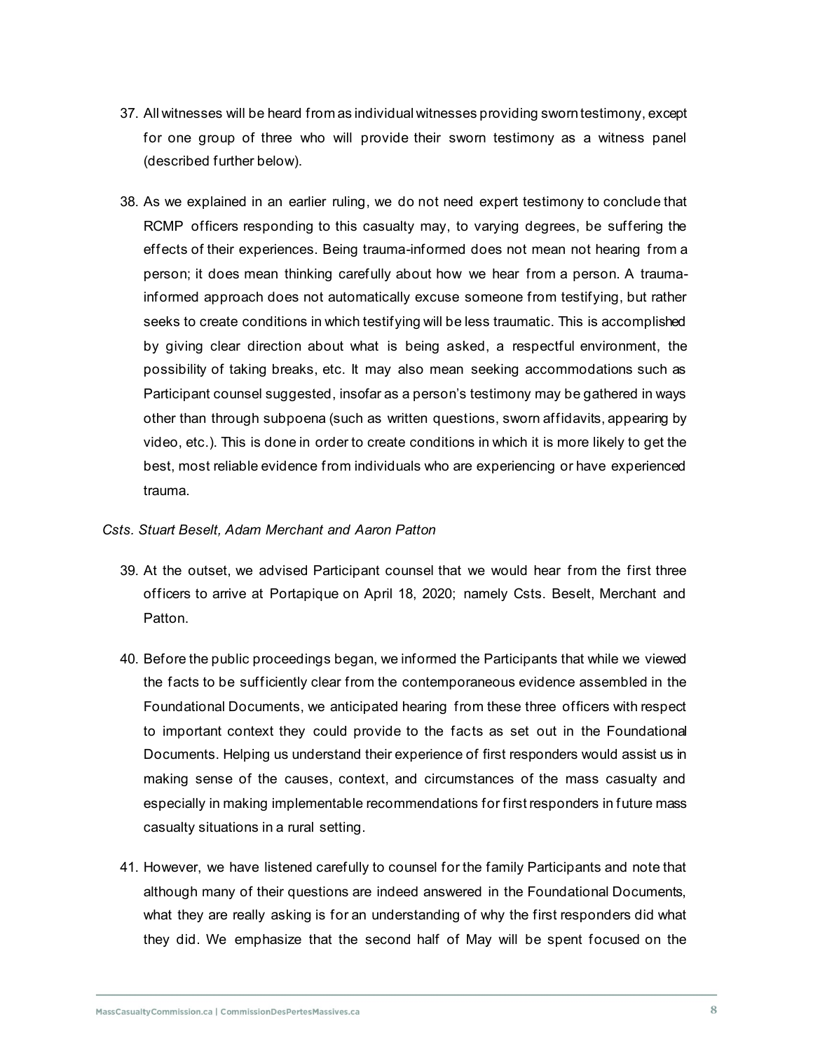37. All witnesses will be heard from as individual witnesses providing sworn testimony, except for one group of three who will provide their sworn testimony as a witness panel (described further below).

38. As we explained in an earlier ruling, we do not need expert testimony to conclude that RCMP officers responding to this casualty may, to varying degrees, be suffering the effects of their experiences. Being trauma-informed does not mean not hearing from a person; it does mean thinking carefully about how we hear from a person. A trauma-informed approach does not automatically excuse someone from testifying, but rather seeks to create conditions in which testifying will be less traumatic. This is accomplished by giving clear direction about what is being asked, a respectful environment, the possibility of taking breaks, etc. It may also mean seeking accommodations such as Participant counsel suggested, insofar as a person's testimony may be gathered in ways other than through subpoena (such as written questions, sworn affidavits, appearing by video, etc.). This is done in order to create conditions in which it is more likely to get the best, most reliable evidence from individuals who are experiencing or have experienced trauma.

*Csts. Stuart Beselt, Adam Merchant and Aaron Patton*

39. At the outset, we advised Participant counsel that we would hear from the first three officers to arrive at Portapique on April 18, 2020; namely Csts. Beselt, Merchant and Patton.

40. Before the public proceedings began, we informed the Participants that while we viewed the facts to be sufficiently clear from the contemporaneous evidence assembled in the Foundational Documents, we anticipated hearing from these three officers with respect to important context they could provide to the facts as set out in the Foundational Documents. Helping us understand their experience of first responders would assist us in making sense of the causes, context, and circumstances of the mass casualty and especially in making implementable recommendations for first responders in future mass casualty situations in a rural setting.

41. However, we have listened carefully to counsel for the family Participants and note that although many of their questions are indeed answered in the Foundational Documents, what they are really asking is for an understanding of why the first responders did what they did. We emphasize that the second half of May will be spent focused on the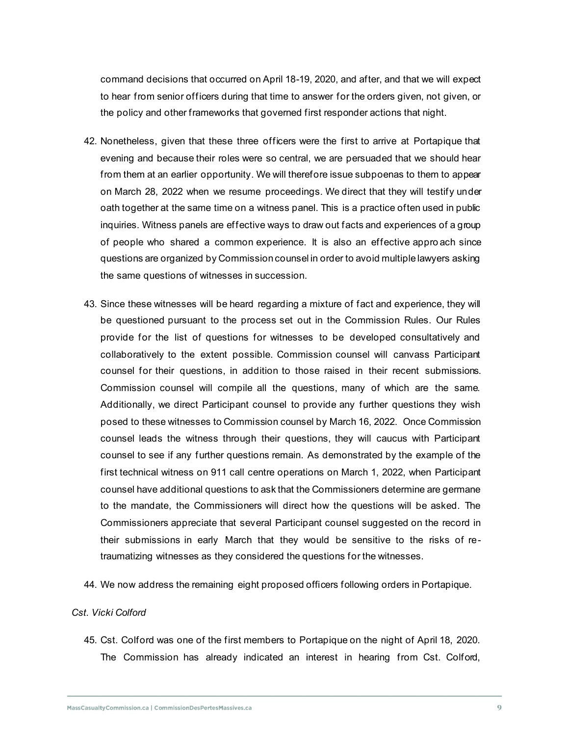command decisions that occurred on April 18-19, 2020, and after, and that we will expect to hear from senior officers during that time to answer for the orders given, not given, or the policy and other frameworks that governed first responder actions that night.

42. Nonetheless, given that these three officers were the first to arrive at Portapique that evening and because their roles were so central, we are persuaded that we should hear from them at an earlier opportunity. We will therefore issue subpoenas to them to appear on March 28, 2022 when we resume proceedings. We direct that they will testify under oath together at the same time on a witness panel. This is a practice often used in public inquiries. Witness panels are effective ways to draw out facts and experiences of a group of people who shared a common experience. It is also an effective approach since questions are organized by Commission counsel in order to avoid multiple lawyers asking the same questions of witnesses in succession.

43. Since these witnesses will be heard regarding a mixture of fact and experience, they will be questioned pursuant to the process set out in the Commission Rules. Our Rules provide for the list of questions for witnesses to be developed consultatively and collaboratively to the extent possible. Commission counsel will canvass Participant counsel for their questions, in addition to those raised in their recent submissions. Commission counsel will compile all the questions, many of which are the same. Additionally, we direct Participant counsel to provide any further questions they wish posed to these witnesses to Commission counsel by March 16, 2022. Once Commission counsel leads the witness through their questions, they will caucus with Participant counsel to see if any further questions remain. As demonstrated by the example of the first technical witness on 911 call centre operations on March 1, 2022, when Participant counsel have additional questions to ask that the Commissioners determine are germane to the mandate, the Commissioners will direct how the questions will be asked. The Commissioners appreciate that several Participant counsel suggested on the record in their submissions in early March that they would be sensitive to the risks of re-traumatizing witnesses as they considered the questions for the witnesses.

44. We now address the remaining eight proposed officers following orders in Portapique.

*Cst. Vicki Colford*

45. Cst. Colford was one of the first members to Portapique on the night of April 18, 2020. The Commission has already indicated an interest in hearing from Cst. Colford,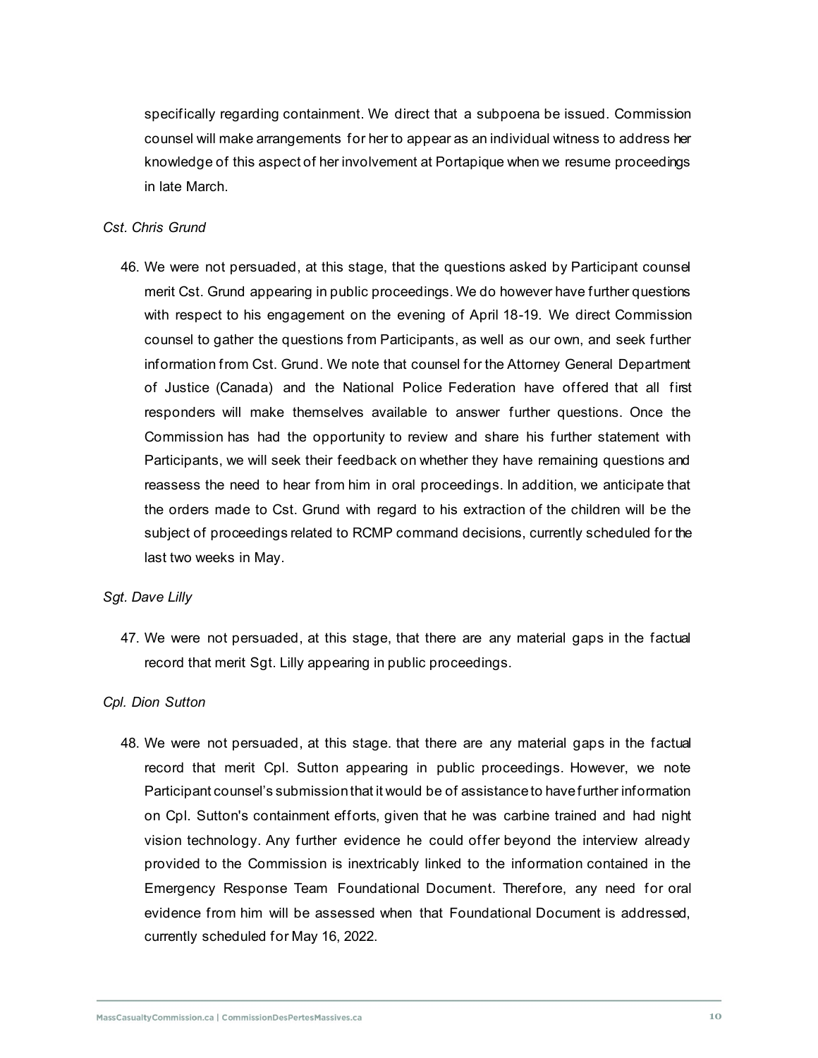specifically regarding containment. We direct that a subpoena be issued. Commission counsel will make arrangements for her to appear as an individual witness to address her knowledge of this aspect of her involvement at Portapique when we resume proceedings in late March.

*Cst. Chris Grund*

46. We were not persuaded, at this stage, that the questions asked by Participant counsel merit Cst. Grund appearing in public proceedings. We do however have further questions with respect to his engagement on the evening of April 18-19. We direct Commission counsel to gather the questions from Participants, as well as our own, and seek further information from Cst. Grund. We note that counsel for the Attorney General Department of Justice (Canada) and the National Police Federation have offered that all first responders will make themselves available to answer further questions. Once the Commission has had the opportunity to review and share his further statement with Participants, we will seek their feedback on whether they have remaining questions and reassess the need to hear from him in oral proceedings. In addition, we anticipate that the orders made to Cst. Grund with regard to his extraction of the children will be the subject of proceedings related to RCMP command decisions, currently scheduled for the last two weeks in May.

*Sgt. Dave Lilly*

47. We were not persuaded, at this stage, that there are any material gaps in the factual record that merit Sgt. Lilly appearing in public proceedings.

*Cpl. Dion Sutton*

48. We were not persuaded, at this stage. that there are any material gaps in the factual record that merit Cpl. Sutton appearing in public proceedings. However, we note Participant counsel's submission that it would be of assistance to have further information on Cpl. Sutton's containment efforts, given that he was carbine trained and had night vision technology. Any further evidence he could offer beyond the interview already provided to the Commission is inextricably linked to the information contained in the Emergency Response Team Foundational Document. Therefore, any need for oral evidence from him will be assessed when that Foundational Document is addressed, currently scheduled for May 16, 2022.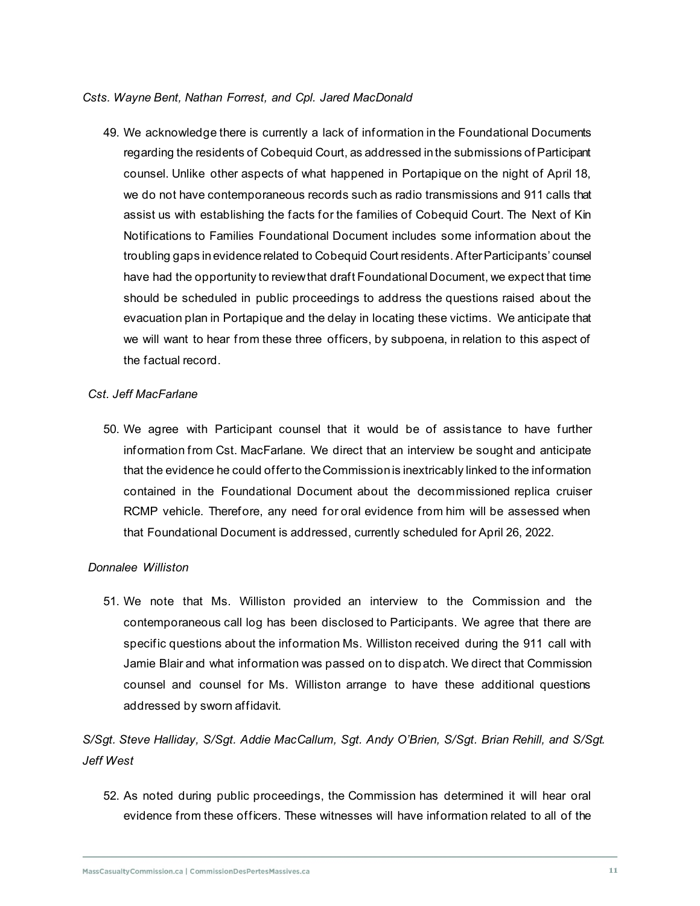*Csts. Wayne Bent, Nathan Forrest, and Cpl. Jared MacDonald*

49. We acknowledge there is currently a lack of information in the Foundational Documents regarding the residents of Cobequid Court, as addressed in the submissions of Participant counsel. Unlike other aspects of what happened in Portapique on the night of April 18, we do not have contemporaneous records such as radio transmissions and 911 calls that assist us with establishing the facts for the families of Cobequid Court. The Next of Kin Notifications to Families Foundational Document includes some information about the troubling gaps in evidence related to Cobequid Court residents. After Participants' counsel have had the opportunity to review that draft Foundational Document, we expect that time should be scheduled in public proceedings to address the questions raised about the evacuation plan in Portapique and the delay in locating these victims. We anticipate that we will want to hear from these three officers, by subpoena, in relation to this aspect of the factual record.

*Cst. Jeff MacFarlane*

50. We agree with Participant counsel that it would be of assistance to have further information from Cst. MacFarlane. We direct that an interview be sought and anticipate that the evidence he could offer to the Commission is inextricably linked to the information contained in the Foundational Document about the decommissioned replica cruiser RCMP vehicle. Therefore, any need for oral evidence from him will be assessed when that Foundational Document is addressed, currently scheduled for April 26, 2022.

*Donnalee Williston*

51. We note that Ms. Williston provided an interview to the Commission and the contemporaneous call log has been disclosed to Participants. We agree that there are specific questions about the information Ms. Williston received during the 911 call with Jamie Blair and what information was passed on to dispatch. We direct that Commission counsel and counsel for Ms. Williston arrange to have these additional questions addressed by sworn affidavit.

*S/Sgt. Steve Halliday, S/Sgt. Addie MacCallum, Sgt. Andy O'Brien, S/Sgt. Brian Rehill, and S/Sgt. Jeff West*

52. As noted during public proceedings, the Commission has determined it will hear oral evidence from these officers. These witnesses will have information related to all of the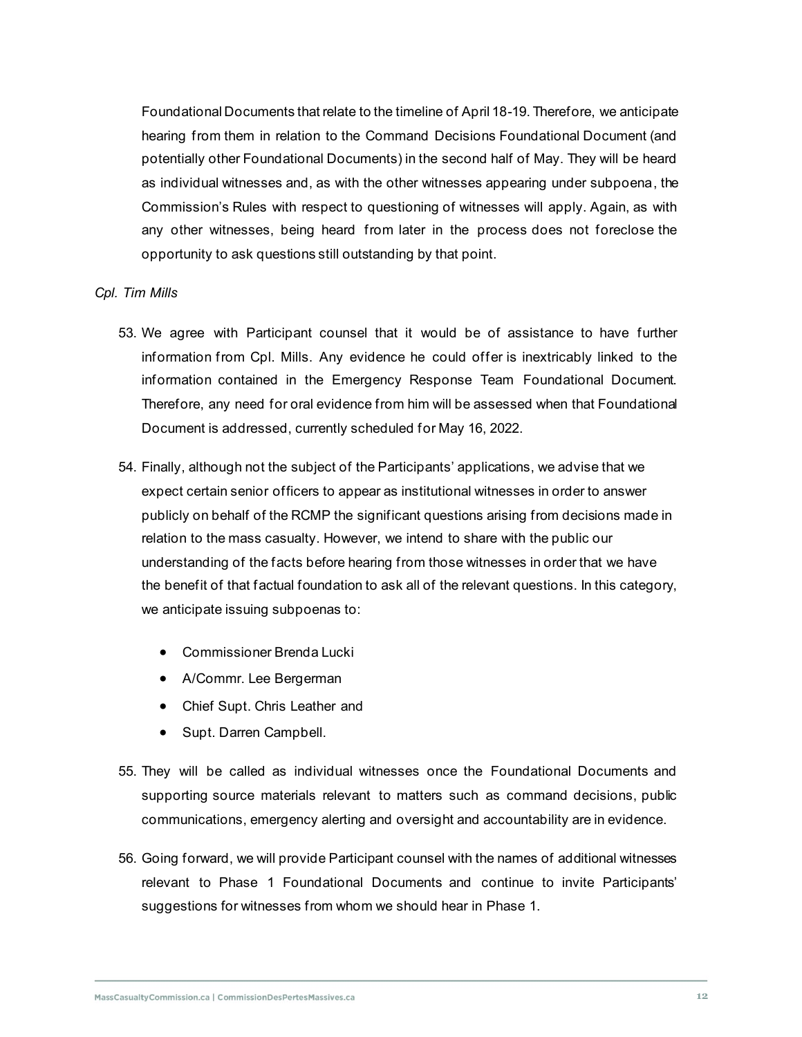Foundational Documents that relate to the timeline of April 18-19. Therefore, we anticipate hearing from them in relation to the Command Decisions Foundational Document (and potentially other Foundational Documents) in the second half of May. They will be heard as individual witnesses and, as with the other witnesses appearing under subpoena, the Commission's Rules with respect to questioning of witnesses will apply. Again, as with any other witnesses, being heard from later in the process does not foreclose the opportunity to ask questions still outstanding by that point.

*Cpl. Tim Mills*

53. We agree with Participant counsel that it would be of assistance to have further information from Cpl. Mills. Any evidence he could offer is inextricably linked to the information contained in the Emergency Response Team Foundational Document. Therefore, any need for oral evidence from him will be assessed when that Foundational Document is addressed, currently scheduled for May 16, 2022.

54. Finally, although not the subject of the Participants' applications, we advise that we expect certain senior officers to appear as institutional witnesses in order to answer publicly on behalf of the RCMP the significant questions arising from decisions made in relation to the mass casualty. However, we intend to share with the public our understanding of the facts before hearing from those witnesses in order that we have the benefit of that factual foundation to ask all of the relevant questions. In this category, we anticipate issuing subpoenas to:

    - Commissioner Brenda Lucki
    - A/Commr. Lee Bergerman
    - Chief Supt. Chris Leather and
    - Supt. Darren Campbell.

55. They will be called as individual witnesses once the Foundational Documents and supporting source materials relevant to matters such as command decisions, public communications, emergency alerting and oversight and accountability are in evidence.

56. Going forward, we will provide Participant counsel with the names of additional witnesses relevant to Phase 1 Foundational Documents and continue to invite Participants' suggestions for witnesses from whom we should hear in Phase 1.